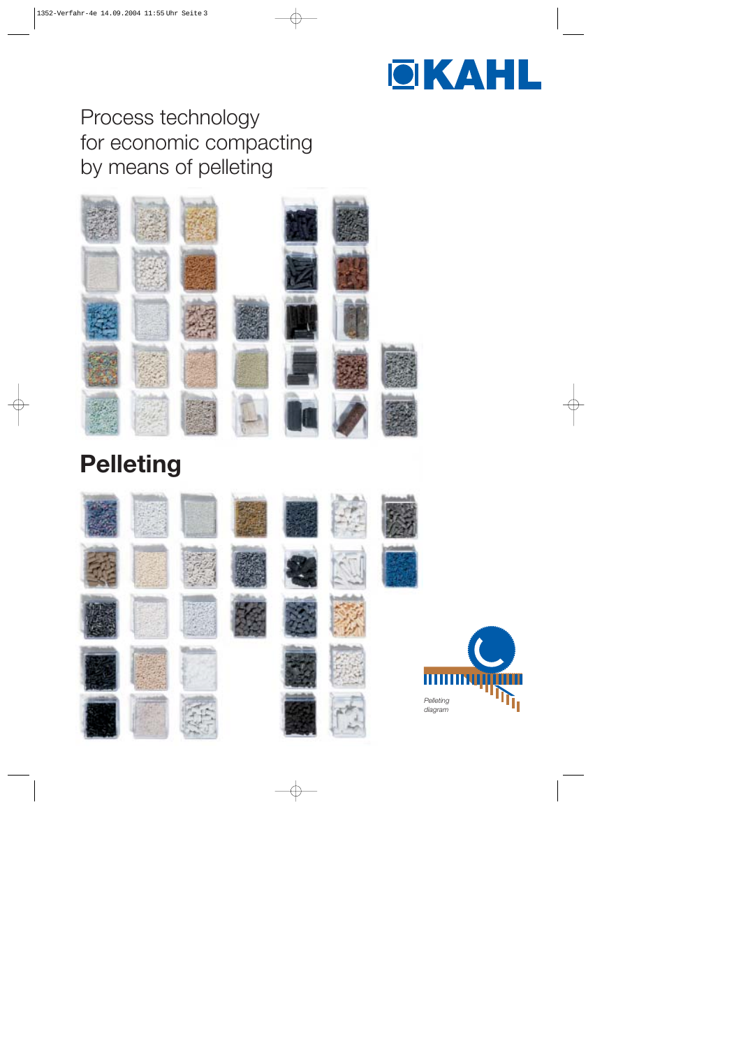KAHL

Process technology
for economic compacting
by means of pelleting

# Pelleting

*Pelleting diagram*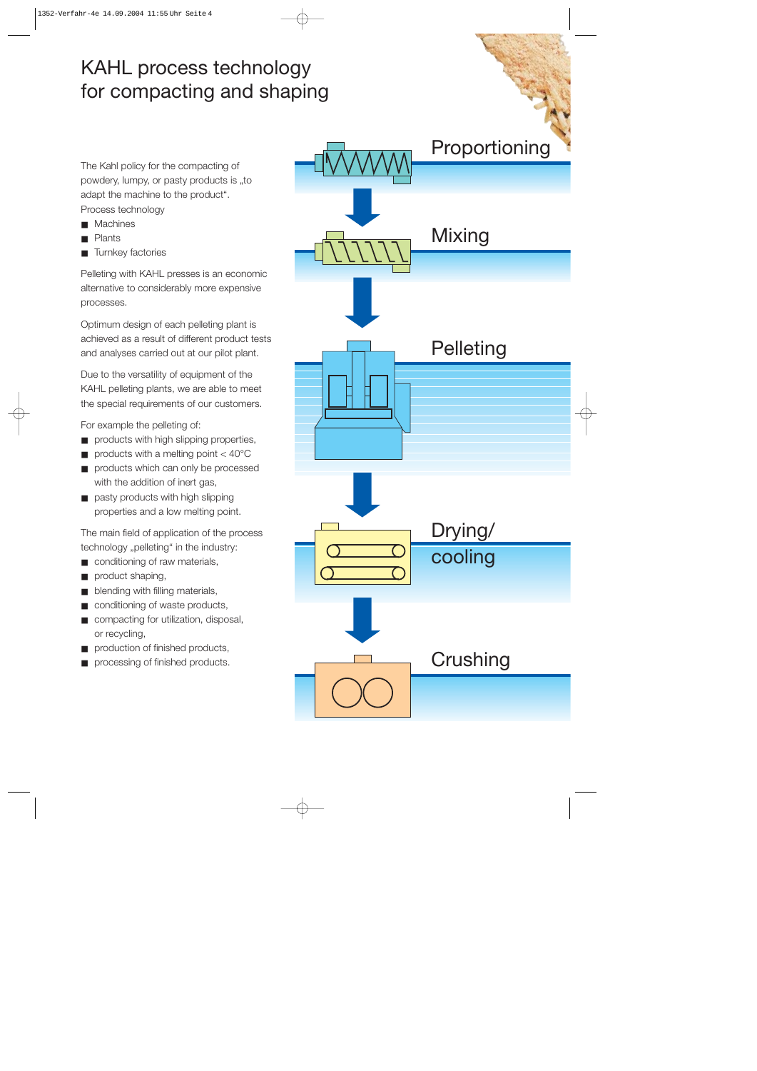# KAHL process technology for compacting and shaping

The Kahl policy for the compacting of powdery, lumpy, or pasty products is „to adapt the machine to the product".

Process technology

- Machines
- Plants
- Turnkey factories

Pelleting with KAHL presses is an economic alternative to considerably more expensive processes.

Optimum design of each pelleting plant is achieved as a result of different product tests and analyses carried out at our pilot plant.

Due to the versatility of equipment of the KAHL pelleting plants, we are able to meet the special requirements of our customers.

For example the pelleting of:

- products with high slipping properties,
- products with a melting point < 40°C
- products which can only be processed with the addition of inert gas,
- pasty products with high slipping properties and a low melting point.

The main field of application of the process technology „pelleting" in the industry:

- conditioning of raw materials,
- product shaping,
- blending with filling materials,
- conditioning of waste products,
- compacting for utilization, disposal, or recycling,
- production of finished products,
- processing of finished products.

Proportioning

Mixing

Pelleting

Drying/ cooling

Crushing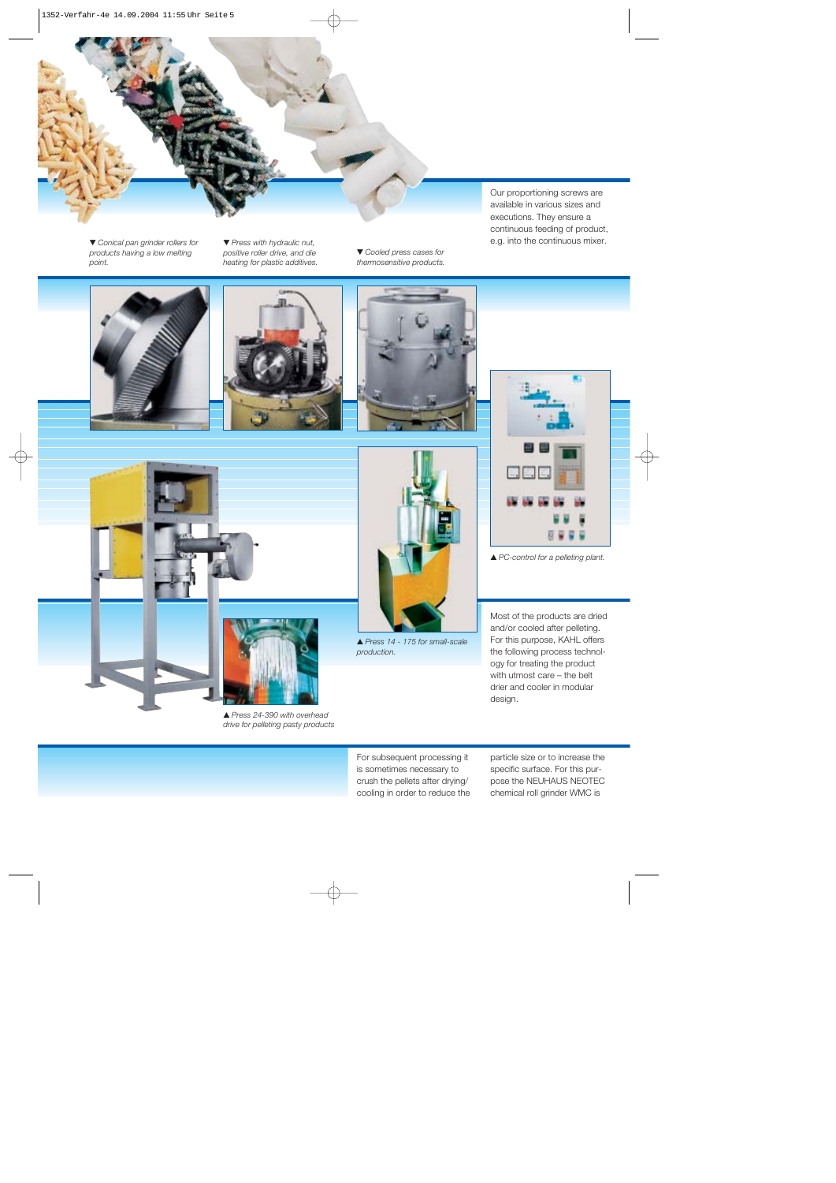Our proportioning screws are available in various sizes and executions. They ensure a continuous feeding of product, e.g. into the continuous mixer.

▼ *Conical pan grinder rollers for products having a low melting point.*

▼ *Press with hydraulic nut, positive roller drive, and die heating for plastic additives.*

▼ *Cooled press cases for thermosensitive products.*

▲ *PC-control for a pelleting plant.*

Most of the products are dried and/or cooled after pelleting. For this purpose, KAHL offers the following process technology for treating the product with utmost care – the belt drier and cooler in modular design.

▲ *Press 14 - 175 for small-scale production.*

▲ *Press 24-390 with overhead drive for pelleting pasty products*

For subsequent processing it is sometimes necessary to crush the pellets after drying/cooling in order to reduce the particle size or to increase the specific surface. For this purpose the NEUHAUS NEOTEC chemical roll grinder WMC is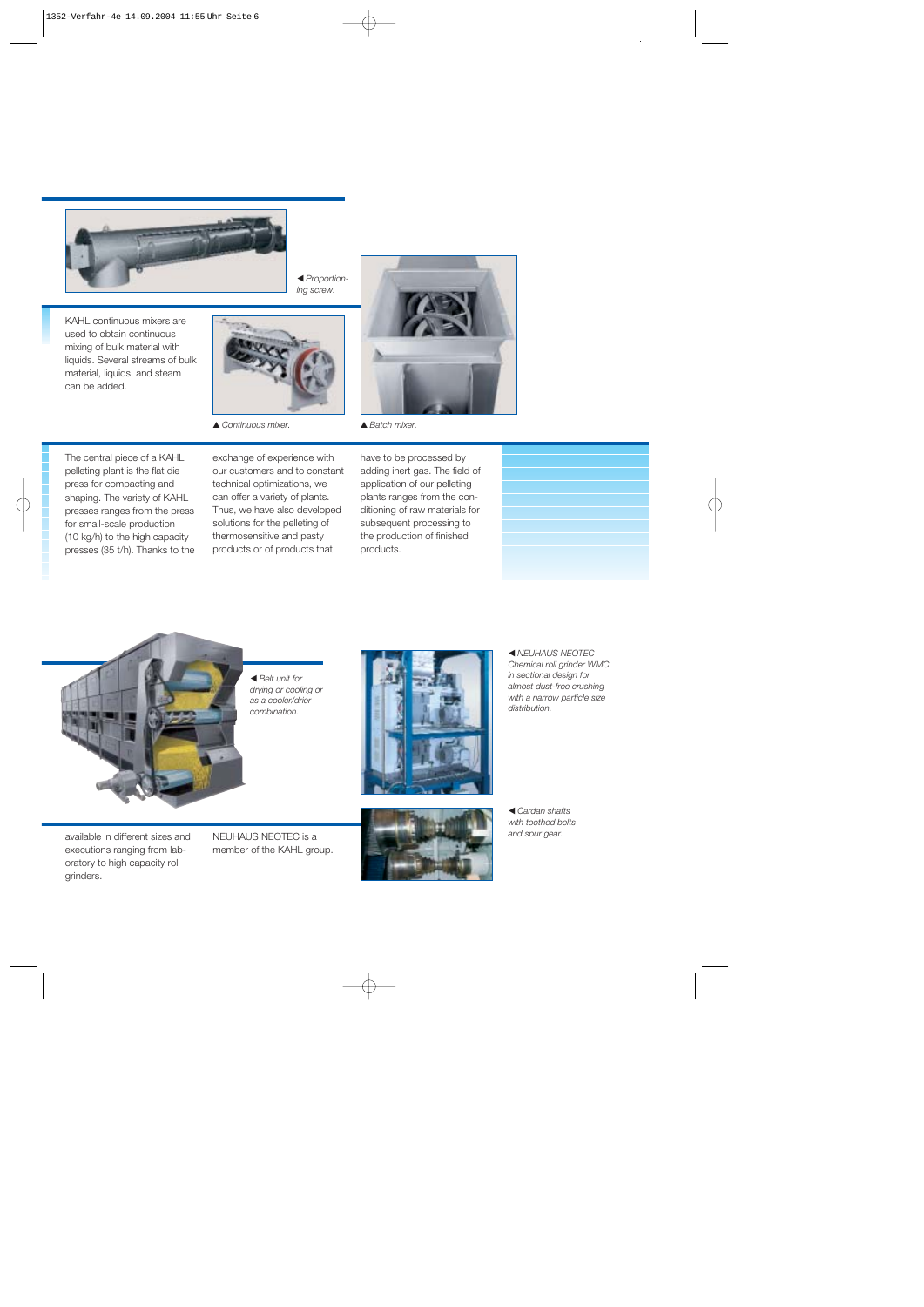◀ *Proportioning screw.*

KAHL continuous mixers are used to obtain continuous mixing of bulk material with liquids. Several streams of bulk material, liquids, and steam can be added.

▲ *Continuous mixer.*

▲ *Batch mixer.*

The central piece of a KAHL pelleting plant is the flat die press for compacting and shaping. The variety of KAHL presses ranges from the press for small-scale production (10 kg/h) to the high capacity presses (35 t/h). Thanks to the exchange of experience with our customers and to constant technical optimizations, we can offer a variety of plants. Thus, we have also developed solutions for the pelleting of thermosensitive and pasty products or of products that have to be processed by adding inert gas. The field of application of our pelleting plants ranges from the conditioning of raw materials for subsequent processing to the production of finished products.

◀ *Belt unit for drying or cooling or as a cooler/drier combination.*

◀ *NEUHAUS NEOTEC Chemical roll grinder WMC in sectional design for almost dust-free crushing with a narrow particle size distribution.*

◀ *Cardan shafts with toothed belts and spur gear.*

available in different sizes and executions ranging from laboratory to high capacity roll grinders.

NEUHAUS NEOTEC is a member of the KAHL group.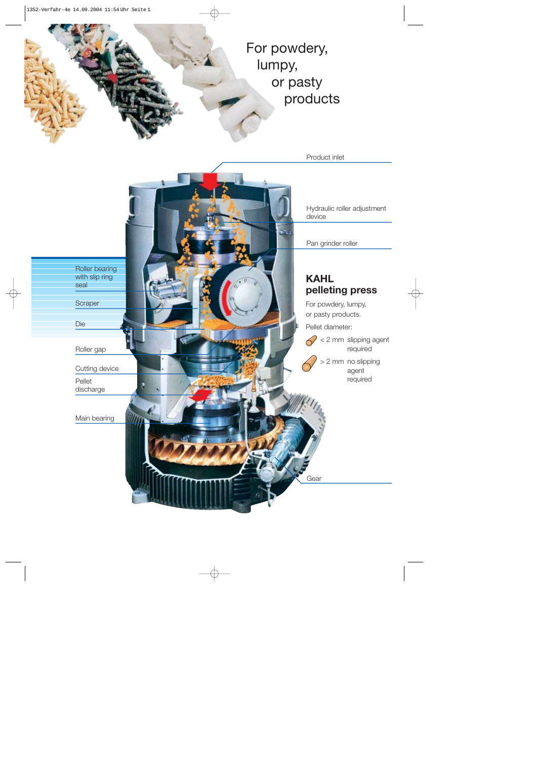For powdery, lumpy, or pasty products

Product inlet

Hydraulic roller adjustment device

Pan grinder roller

Roller bearing with slip ring seal

Scraper

Die

Roller gap

Cutting device

Pellet discharge

Main bearing

Gear

## KAHL pelleting press

For powdery, lumpy, or pasty products.

Pellet diameter:

< 2 mm slipping agent required

> 2 mm no slipping agent required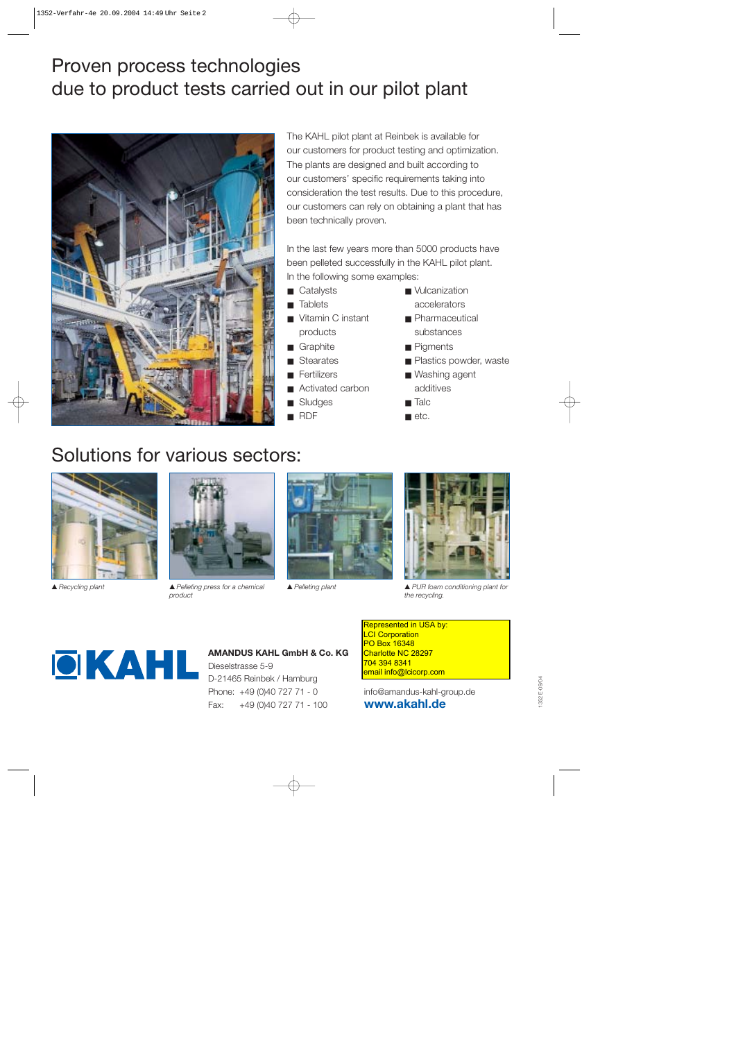# Proven process technologies due to product tests carried out in our pilot plant

The KAHL pilot plant at Reinbek is available for our customers for product testing and optimization. The plants are designed and built according to our customers' specific requirements taking into consideration the test results. Due to this procedure, our customers can rely on obtaining a plant that has been technically proven.

In the last few years more than 5000 products have been pelleted successfully in the KAHL pilot plant. In the following some examples:

- Catalysts
- Tablets
- Vitamin C instant products
- Graphite
- Stearates
- Fertilizers
- Activated carbon
- Sludges
- RDF
- Vulcanization accelerators
- Pharmaceutical substances
- Pigments
- Plastics powder, waste
- Washing agent additives
- Talc
- etc.

# Solutions for various sectors:

▲ *Recycling plant*

▲ *Pelleting press for a chemical product*

▲ *Pelleting plant*

▲ *PUR foam conditioning plant for the recycling.*

**AMANDUS KAHL GmbH & Co. KG**
Dieselstrasse 5-9
D-21465 Reinbek / Hamburg
Phone: +49 (0)40 727 71 - 0
Fax: +49 (0)40 727 71 - 100

Represented in USA by:
LCI Corporation
PO Box 16348
Charlotte NC 28297
704 394 8341
email info@lcicorp.com

info@amandus-kahl-group.de
**www.akahl.de**

1352 E-09/04